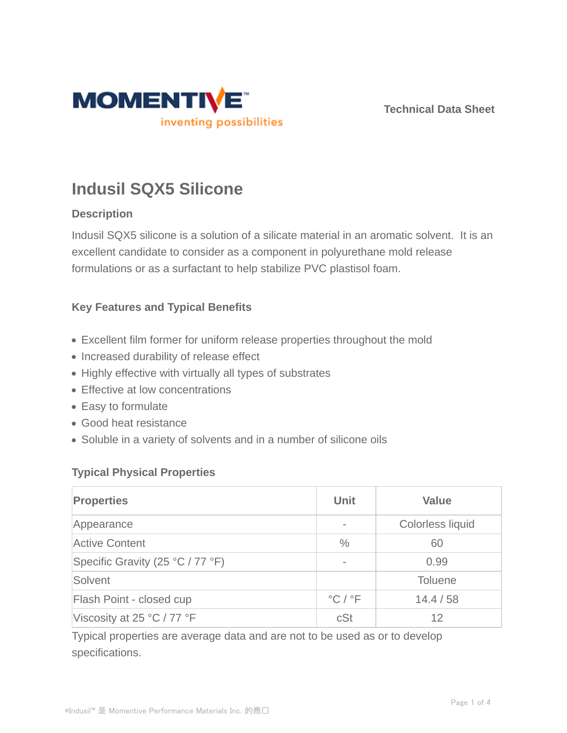Technical Data Sheet

# Indusil SQX5 Silicone

## Description

Indusil SQX5 silicone is a solution of a silicate material in an aromatic solvent. It is an excellent candidate to consider as a component in polyurethane mold release formulations or as a surfactant to help stabilize PVC plastisol foam.

## Key Features and Typical Benefits

- Excellent film former for uniform release properties throughout the mold
- Increased durability of release effect
- Highly effective with virtually all types of substrates
- Effective at low concentrations
- Easy to formulate
- Good heat resistance
- Soluble in a variety of solvents and in a number of silicone oils

## Typical Physical Properties

| Properties | Unit | Value |
| --- | --- | --- |
| Appearance | - | Colorless liquid |
| Active Content | % | 60 |
| Specific Gravity (25 °C / 77 °F) | - | 0.99 |
| Solvent | | Toluene |
| Flash Point - closed cup | °C / °F | 14.4 / 58 |
| Viscosity at 25 °C / 77 °F | cSt | 12 |

Typical properties are average data and are not to be used as or to develop specifications.

*Indusil™ 是 Momentive Performance Materials Inc. 的商口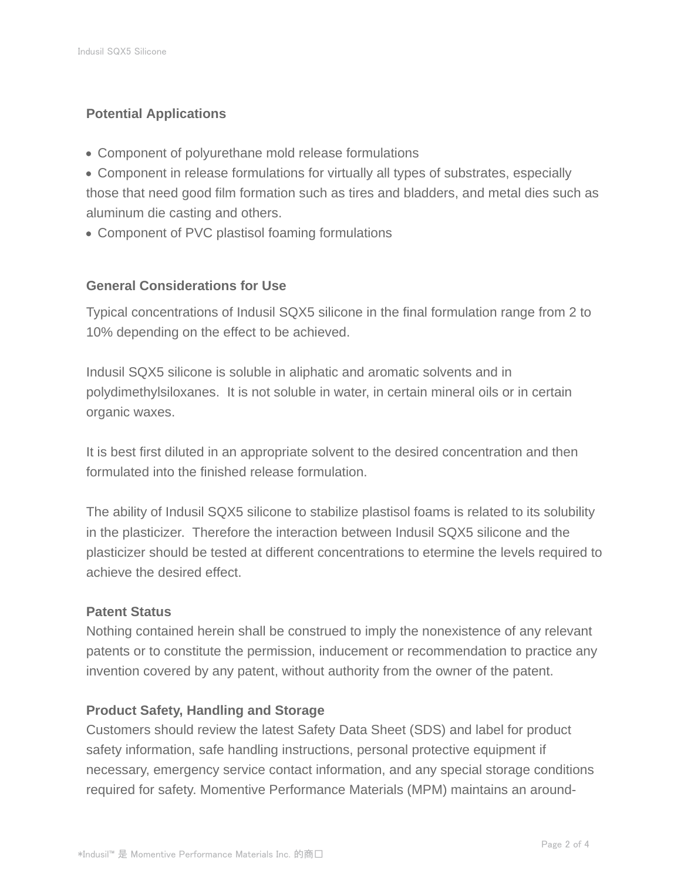## Potential Applications

- Component of polyurethane mold release formulations
- Component in release formulations for virtually all types of substrates, especially those that need good film formation such as tires and bladders, and metal dies such as aluminum die casting and others.
- Component of PVC plastisol foaming formulations

## General Considerations for Use

Typical concentrations of Indusil SQX5 silicone in the final formulation range from 2 to 10% depending on the effect to be achieved.

Indusil SQX5 silicone is soluble in aliphatic and aromatic solvents and in polydimethylsiloxanes. It is not soluble in water, in certain mineral oils or in certain organic waxes.

It is best first diluted in an appropriate solvent to the desired concentration and then formulated into the finished release formulation.

The ability of Indusil SQX5 silicone to stabilize plastisol foams is related to its solubility in the plasticizer. Therefore the interaction between Indusil SQX5 silicone and the plasticizer should be tested at different concentrations to etermine the levels required to achieve the desired effect.

## Patent Status

Nothing contained herein shall be construed to imply the nonexistence of any relevant patents or to constitute the permission, inducement or recommendation to practice any invention covered by any patent, without authority from the owner of the patent.

## Product Safety, Handling and Storage

Customers should review the latest Safety Data Sheet (SDS) and label for product safety information, safe handling instructions, personal protective equipment if necessary, emergency service contact information, and any special storage conditions required for safety. Momentive Performance Materials (MPM) maintains an around-

*Indusil™ 是 Momentive Performance Materials Inc. 的商口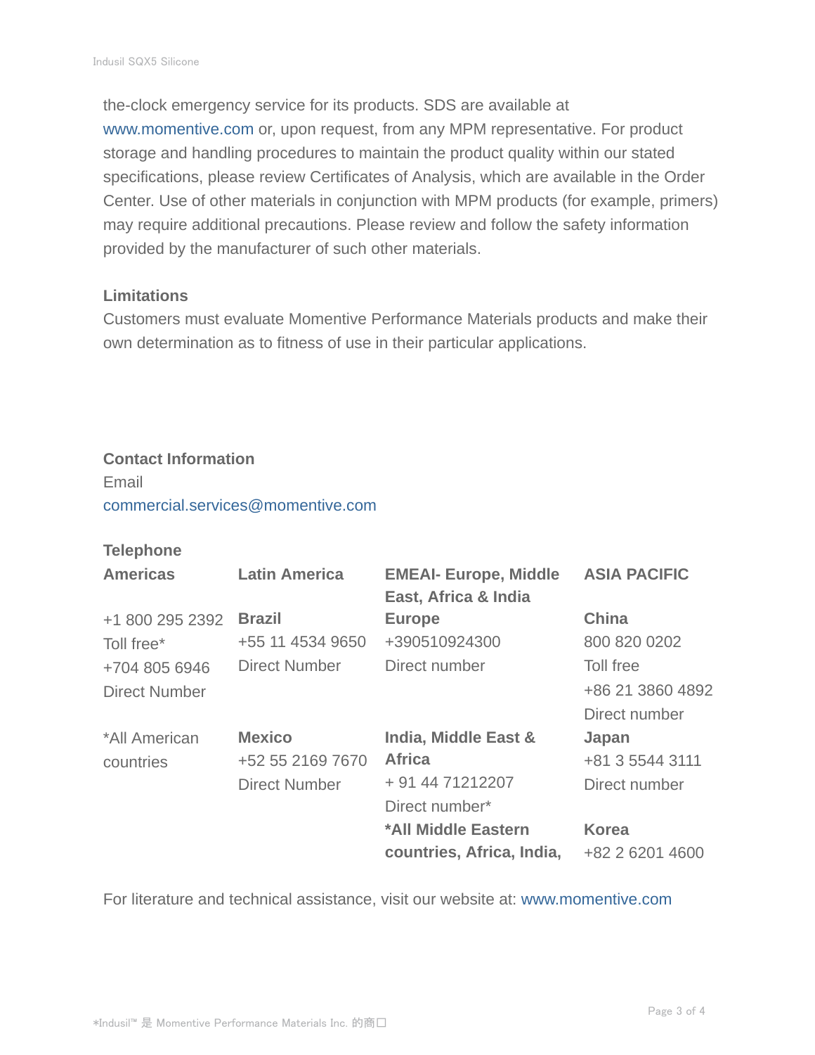the-clock emergency service for its products. SDS are available at www.momentive.com or, upon request, from any MPM representative. For product storage and handling procedures to maintain the product quality within our stated specifications, please review Certificates of Analysis, which are available in the Order Center. Use of other materials in conjunction with MPM products (for example, primers) may require additional precautions. Please review and follow the safety information provided by the manufacturer of such other materials.

**Limitations**

Customers must evaluate Momentive Performance Materials products and make their own determination as to fitness of use in their particular applications.

**Contact Information**

Email

commercial.services@momentive.com

**Telephone**

| **Americas** | **Latin America** | **EMEAI- Europe, Middle East, Africa & India** | **ASIA PACIFIC** |
|---|---|---|---|
| +1 800 295 2392<br>Toll free*<br>+704 805 6946<br>Direct Number | **Brazil**<br>+55 11 4534 9650<br>Direct Number | **Europe**<br>+390510924300<br>Direct number | **China**<br>800 820 0202<br>Toll free<br>+86 21 3860 4892<br>Direct number |
| *All American countries | **Mexico**<br>+52 55 2169 7670<br>Direct Number | **India, Middle East & Africa**<br>+ 91 44 71212207<br>Direct number* | **Japan**<br>+81 3 5544 3111<br>Direct number |
| | | ***All Middle Eastern countries, Africa, India,** | **Korea**<br>+82 2 6201 4600 |

For literature and technical assistance, visit our website at: www.momentive.com

*Indusil™ 是 Momentive Performance Materials Inc. 的商口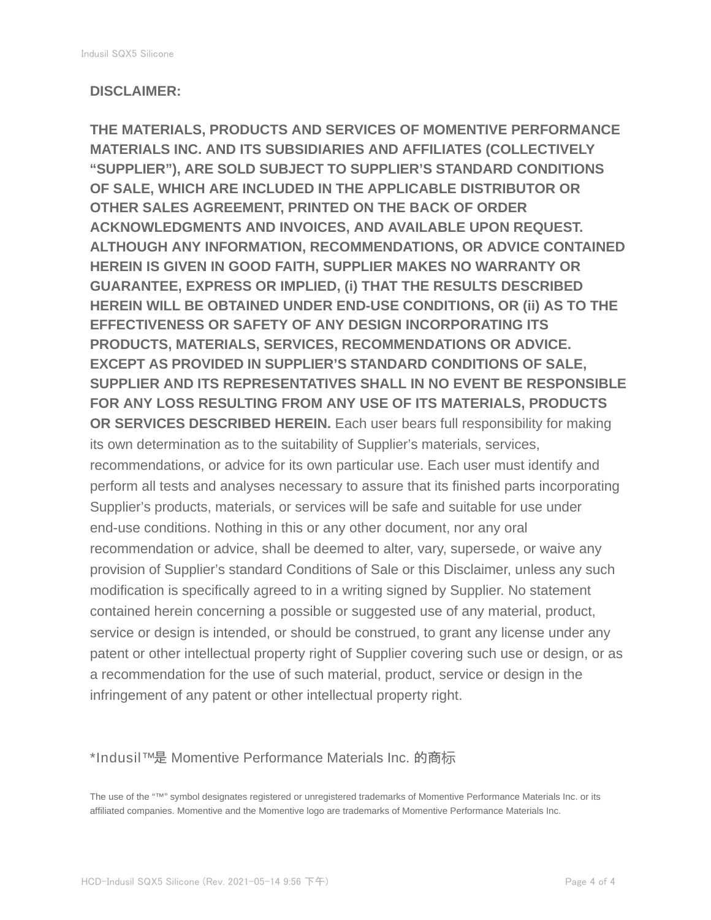**DISCLAIMER:**

**THE MATERIALS, PRODUCTS AND SERVICES OF MOMENTIVE PERFORMANCE MATERIALS INC. AND ITS SUBSIDIARIES AND AFFILIATES (COLLECTIVELY "SUPPLIER"), ARE SOLD SUBJECT TO SUPPLIER'S STANDARD CONDITIONS OF SALE, WHICH ARE INCLUDED IN THE APPLICABLE DISTRIBUTOR OR OTHER SALES AGREEMENT, PRINTED ON THE BACK OF ORDER ACKNOWLEDGMENTS AND INVOICES, AND AVAILABLE UPON REQUEST. ALTHOUGH ANY INFORMATION, RECOMMENDATIONS, OR ADVICE CONTAINED HEREIN IS GIVEN IN GOOD FAITH, SUPPLIER MAKES NO WARRANTY OR GUARANTEE, EXPRESS OR IMPLIED, (i) THAT THE RESULTS DESCRIBED HEREIN WILL BE OBTAINED UNDER END-USE CONDITIONS, OR (ii) AS TO THE EFFECTIVENESS OR SAFETY OF ANY DESIGN INCORPORATING ITS PRODUCTS, MATERIALS, SERVICES, RECOMMENDATIONS OR ADVICE. EXCEPT AS PROVIDED IN SUPPLIER'S STANDARD CONDITIONS OF SALE, SUPPLIER AND ITS REPRESENTATIVES SHALL IN NO EVENT BE RESPONSIBLE FOR ANY LOSS RESULTING FROM ANY USE OF ITS MATERIALS, PRODUCTS OR SERVICES DESCRIBED HEREIN.** Each user bears full responsibility for making its own determination as to the suitability of Supplier's materials, services, recommendations, or advice for its own particular use. Each user must identify and perform all tests and analyses necessary to assure that its finished parts incorporating Supplier's products, materials, or services will be safe and suitable for use under end-use conditions. Nothing in this or any other document, nor any oral recommendation or advice, shall be deemed to alter, vary, supersede, or waive any provision of Supplier's standard Conditions of Sale or this Disclaimer, unless any such modification is specifically agreed to in a writing signed by Supplier. No statement contained herein concerning a possible or suggested use of any material, product, service or design is intended, or should be construed, to grant any license under any patent or other intellectual property right of Supplier covering such use or design, or as a recommendation for the use of such material, product, service or design in the infringement of any patent or other intellectual property right.

*Indusil™是 Momentive Performance Materials Inc. 的商标

The use of the "™" symbol designates registered or unregistered trademarks of Momentive Performance Materials Inc. or its affiliated companies. Momentive and the Momentive logo are trademarks of Momentive Performance Materials Inc.